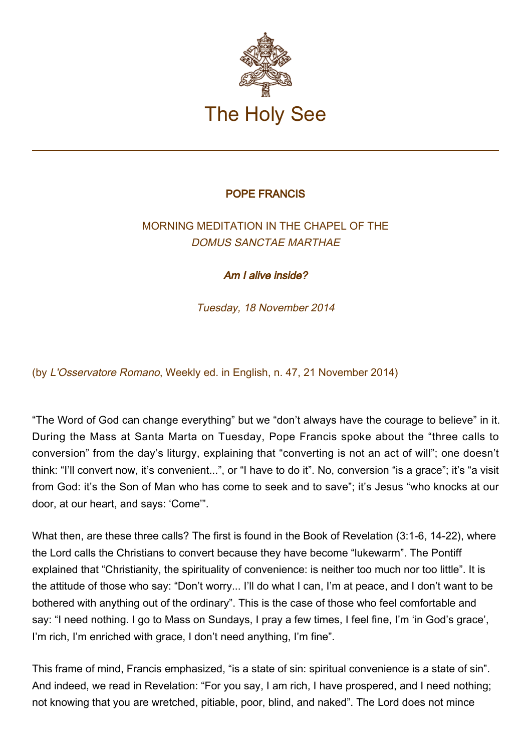# The Holy See

## POPE FRANCIS

### MORNING MEDITATION IN THE CHAPEL OF THE *DOMUS SANCTAE MARTHAE*

### *Am I alive inside?*

*Tuesday, 18 November 2014*

(by *L'Osservatore Romano*, Weekly ed. in English, n. 47, 21 November 2014)

"The Word of God can change everything" but we "don't always have the courage to believe" in it. During the Mass at Santa Marta on Tuesday, Pope Francis spoke about the "three calls to conversion" from the day's liturgy, explaining that "converting is not an act of will"; one doesn't think: "I'll convert now, it's convenient...", or "I have to do it". No, conversion "is a grace"; it's "a visit from God: it's the Son of Man who has come to seek and to save"; it's Jesus "who knocks at our door, at our heart, and says: 'Come'".

What then, are these three calls? The first is found in the Book of Revelation (3:1-6, 14-22), where the Lord calls the Christians to convert because they have become "lukewarm". The Pontiff explained that "Christianity, the spirituality of convenience: is neither too much nor too little". It is the attitude of those who say: "Don't worry... I'll do what I can, I'm at peace, and I don't want to be bothered with anything out of the ordinary". This is the case of those who feel comfortable and say: "I need nothing. I go to Mass on Sundays, I pray a few times, I feel fine, I'm 'in God's grace', I'm rich, I'm enriched with grace, I don't need anything, I'm fine".

This frame of mind, Francis emphasized, "is a state of sin: spiritual convenience is a state of sin". And indeed, we read in Revelation: "For you say, I am rich, I have prospered, and I need nothing; not knowing that you are wretched, pitiable, poor, blind, and naked". The Lord does not mince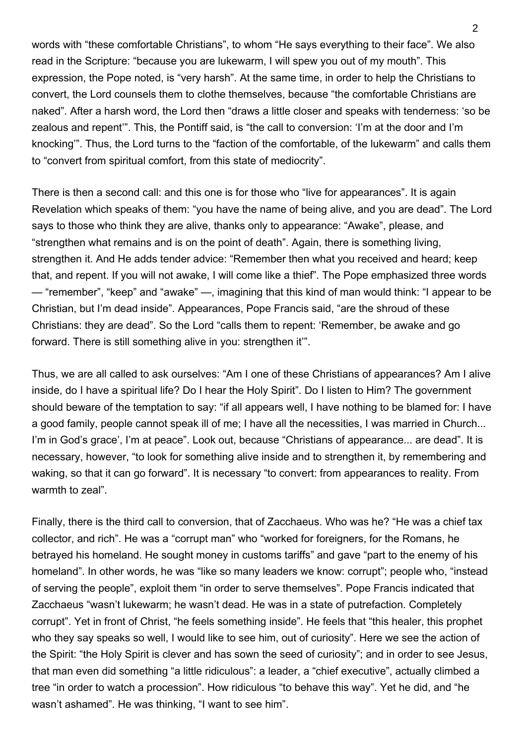words with "these comfortable Christians", to whom "He says everything to their face". We also read in the Scripture: "because you are lukewarm, I will spew you out of my mouth". This expression, the Pope noted, is "very harsh". At the same time, in order to help the Christians to convert, the Lord counsels them to clothe themselves, because "the comfortable Christians are naked". After a harsh word, the Lord then "draws a little closer and speaks with tenderness: 'so be zealous and repent'". This, the Pontiff said, is "the call to conversion: 'I'm at the door and I'm knocking'". Thus, the Lord turns to the "faction of the comfortable, of the lukewarm" and calls them to "convert from spiritual comfort, from this state of mediocrity".

There is then a second call: and this one is for those who "live for appearances". It is again Revelation which speaks of them: "you have the name of being alive, and you are dead". The Lord says to those who think they are alive, thanks only to appearance: "Awake", please, and "strengthen what remains and is on the point of death". Again, there is something living, strengthen it. And He adds tender advice: "Remember then what you received and heard; keep that, and repent. If you will not awake, I will come like a thief". The Pope emphasized three words — "remember", "keep" and "awake" —, imagining that this kind of man would think: "I appear to be Christian, but I'm dead inside". Appearances, Pope Francis said, "are the shroud of these Christians: they are dead". So the Lord "calls them to repent: 'Remember, be awake and go forward. There is still something alive in you: strengthen it'".

Thus, we are all called to ask ourselves: "Am I one of these Christians of appearances? Am I alive inside, do I have a spiritual life? Do I hear the Holy Spirit". Do I listen to Him? The government should beware of the temptation to say: "if all appears well, I have nothing to be blamed for: I have a good family, people cannot speak ill of me; I have all the necessities, I was married in Church... I'm in God's grace', I'm at peace". Look out, because "Christians of appearance... are dead". It is necessary, however, "to look for something alive inside and to strengthen it, by remembering and waking, so that it can go forward". It is necessary "to convert: from appearances to reality. From warmth to zeal".

Finally, there is the third call to conversion, that of Zacchaeus. Who was he? "He was a chief tax collector, and rich". He was a "corrupt man" who "worked for foreigners, for the Romans, he betrayed his homeland. He sought money in customs tariffs" and gave "part to the enemy of his homeland". In other words, he was "like so many leaders we know: corrupt"; people who, "instead of serving the people", exploit them "in order to serve themselves". Pope Francis indicated that Zacchaeus "wasn't lukewarm; he wasn't dead. He was in a state of putrefaction. Completely corrupt". Yet in front of Christ, "he feels something inside". He feels that "this healer, this prophet who they say speaks so well, I would like to see him, out of curiosity". Here we see the action of the Spirit: "the Holy Spirit is clever and has sown the seed of curiosity"; and in order to see Jesus, that man even did something "a little ridiculous": a leader, a "chief executive", actually climbed a tree "in order to watch a procession". How ridiculous "to behave this way". Yet he did, and "he wasn't ashamed". He was thinking, "I want to see him".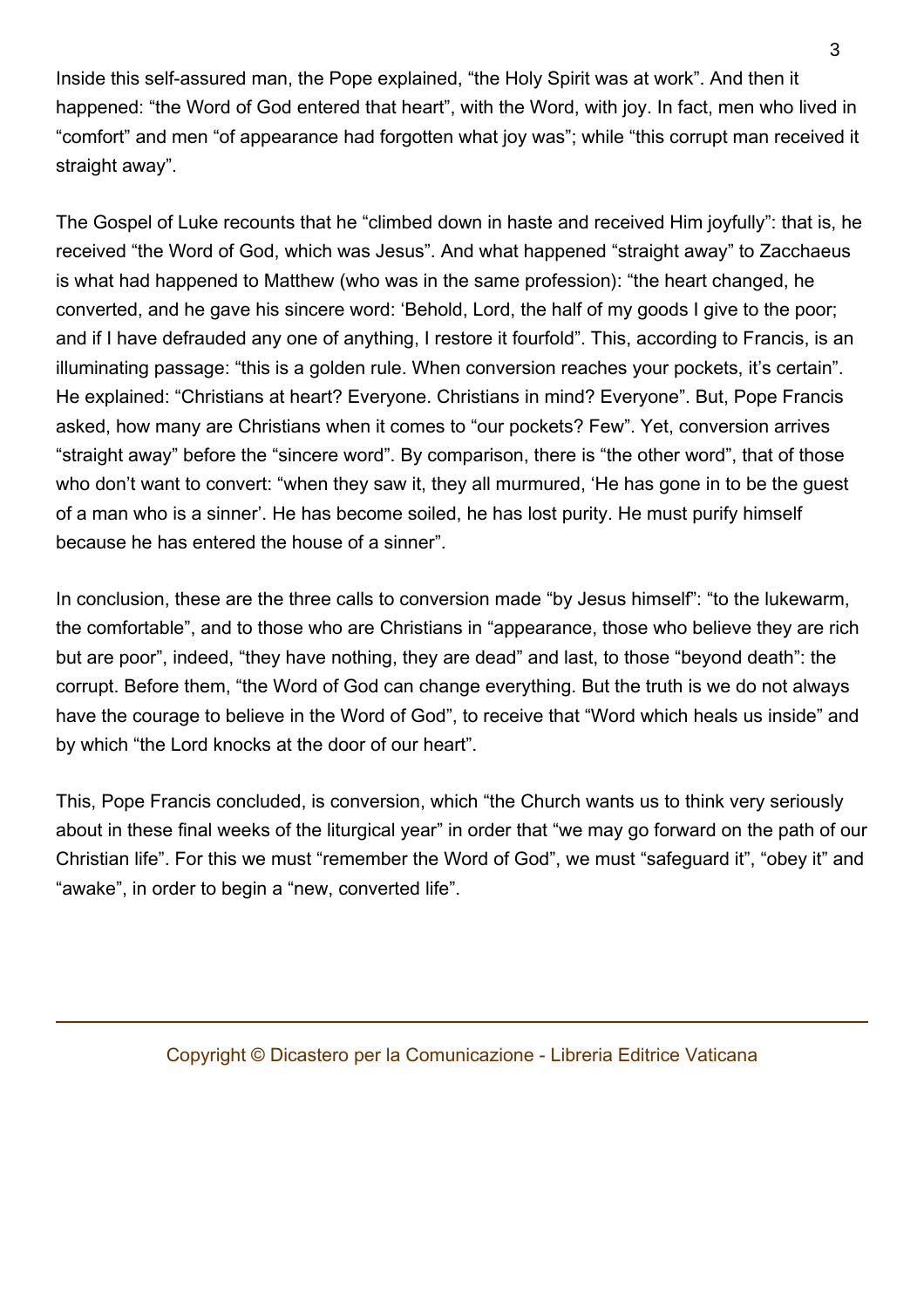Inside this self-assured man, the Pope explained, “the Holy Spirit was at work”. And then it happened: “the Word of God entered that heart”, with the Word, with joy. In fact, men who lived in “comfort” and men “of appearance had forgotten what joy was”; while “this corrupt man received it straight away”.

The Gospel of Luke recounts that he “climbed down in haste and received Him joyfully”: that is, he received “the Word of God, which was Jesus”. And what happened “straight away” to Zacchaeus is what had happened to Matthew (who was in the same profession): “the heart changed, he converted, and he gave his sincere word: ‘Behold, Lord, the half of my goods I give to the poor; and if I have defrauded any one of anything, I restore it fourfold”. This, according to Francis, is an illuminating passage: “this is a golden rule. When conversion reaches your pockets, it’s certain”. He explained: “Christians at heart? Everyone. Christians in mind? Everyone”. But, Pope Francis asked, how many are Christians when it comes to “our pockets? Few”. Yet, conversion arrives “straight away” before the “sincere word”. By comparison, there is “the other word”, that of those who don’t want to convert: “when they saw it, they all murmured, ‘He has gone in to be the guest of a man who is a sinner’. He has become soiled, he has lost purity. He must purify himself because he has entered the house of a sinner”.

In conclusion, these are the three calls to conversion made “by Jesus himself”: “to the lukewarm, the comfortable”, and to those who are Christians in “appearance, those who believe they are rich but are poor”, indeed, “they have nothing, they are dead” and last, to those “beyond death”: the corrupt. Before them, “the Word of God can change everything. But the truth is we do not always have the courage to believe in the Word of God”, to receive that “Word which heals us inside” and by which “the Lord knocks at the door of our heart”.

This, Pope Francis concluded, is conversion, which “the Church wants us to think very seriously about in these final weeks of the liturgical year” in order that “we may go forward on the path of our Christian life”. For this we must “remember the Word of God”, we must “safeguard it”, “obey it” and “awake”, in order to begin a “new, converted life”.

---

Copyright © Dicastero per la Comunicazione - Libreria Editrice Vaticana